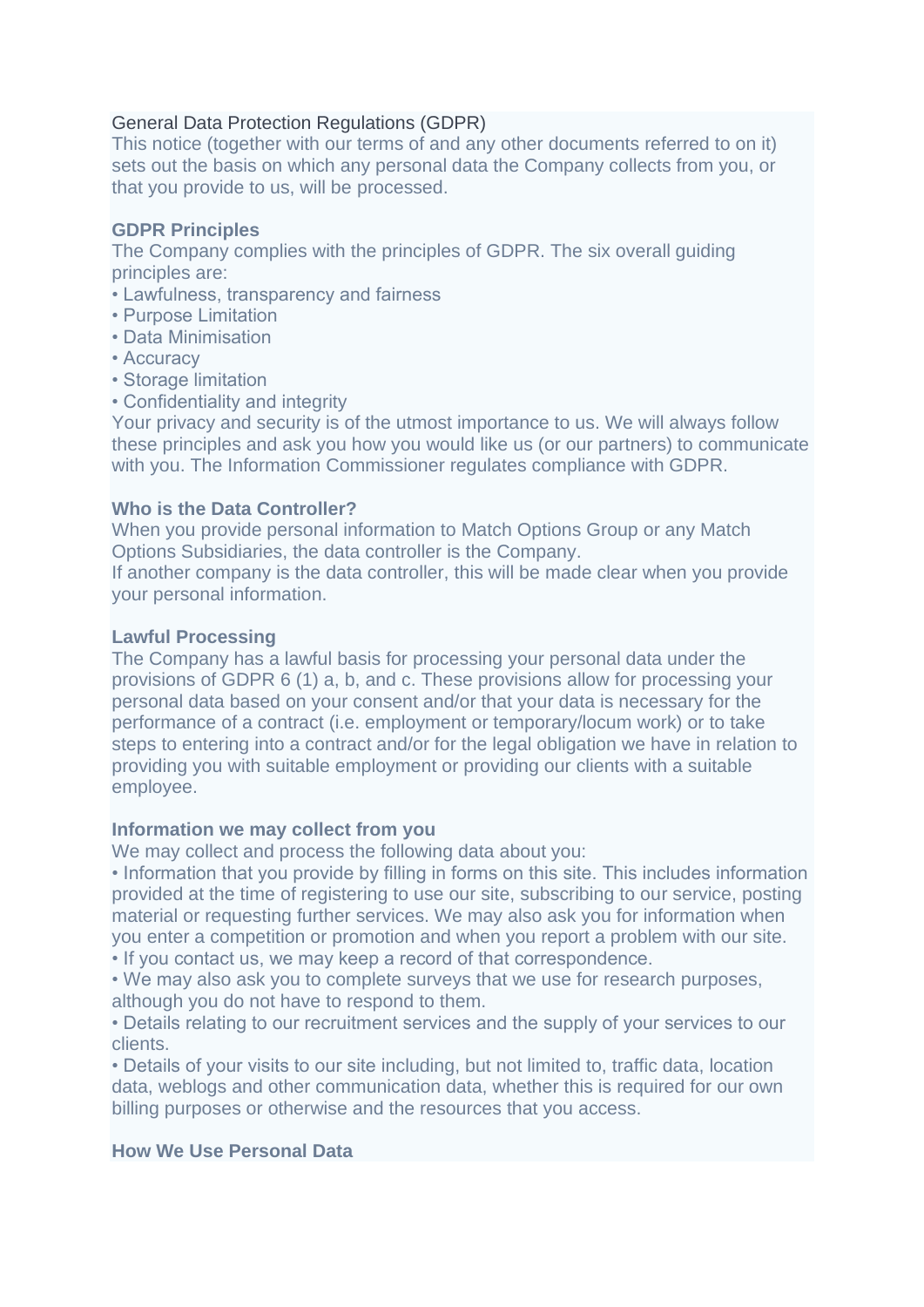# General Data Protection Regulations (GDPR)

This notice (together with our terms of and any other documents referred to on it) sets out the basis on which any personal data the Company collects from you, or that you provide to us, will be processed.

## GDPR Principles

The Company complies with the principles of GDPR. The six overall guiding principles are:

- Lawfulness, transparency and fairness
- Purpose Limitation
- Data Minimisation
- Accuracy
- Storage limitation
- Confidentiality and integrity

Your privacy and security is of the utmost importance to us. We will always follow these principles and ask you how you would like us (or our partners) to communicate with you. The Information Commissioner regulates compliance with GDPR.

## Who is the Data Controller?

When you provide personal information to Match Options Group or any Match Options Subsidiaries, the data controller is the Company.

If another company is the data controller, this will be made clear when you provide your personal information.

## Lawful Processing

The Company has a lawful basis for processing your personal data under the provisions of GDPR 6 (1) a, b, and c. These provisions allow for processing your personal data based on your consent and/or that your data is necessary for the performance of a contract (i.e. employment or temporary/locum work) or to take steps to entering into a contract and/or for the legal obligation we have in relation to providing you with suitable employment or providing our clients with a suitable employee.

## Information we may collect from you

We may collect and process the following data about you:

- Information that you provide by filling in forms on this site. This includes information provided at the time of registering to use our site, subscribing to our service, posting material or requesting further services. We may also ask you for information when you enter a competition or promotion and when you report a problem with our site.
- If you contact us, we may keep a record of that correspondence.
- We may also ask you to complete surveys that we use for research purposes, although you do not have to respond to them.
- Details relating to our recruitment services and the supply of your services to our clients.
- Details of your visits to our site including, but not limited to, traffic data, location data, weblogs and other communication data, whether this is required for our own billing purposes or otherwise and the resources that you access.

## How We Use Personal Data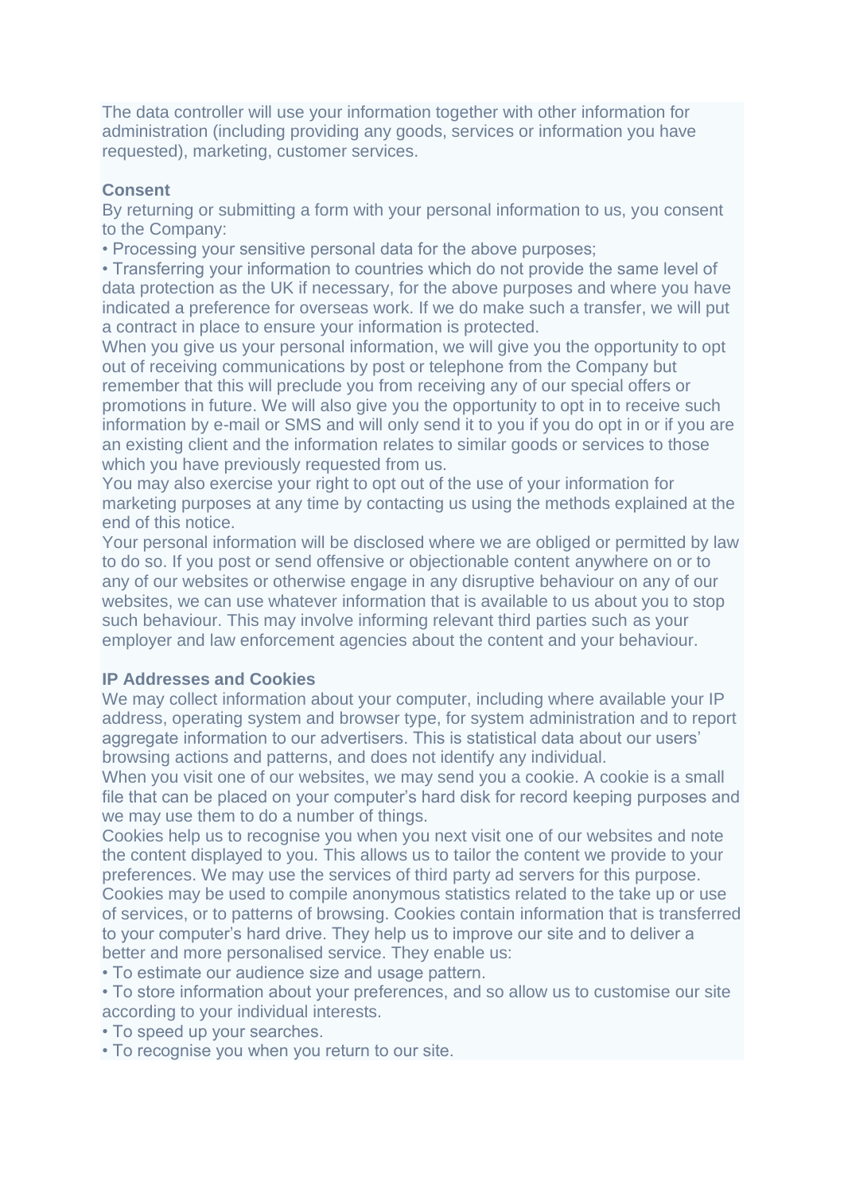The data controller will use your information together with other information for administration (including providing any goods, services or information you have requested), marketing, customer services.

**Consent**

By returning or submitting a form with your personal information to us, you consent to the Company:

- Processing your sensitive personal data for the above purposes;
- Transferring your information to countries which do not provide the same level of data protection as the UK if necessary, for the above purposes and where you have indicated a preference for overseas work. If we do make such a transfer, we will put a contract in place to ensure your information is protected.

When you give us your personal information, we will give you the opportunity to opt out of receiving communications by post or telephone from the Company but remember that this will preclude you from receiving any of our special offers or promotions in future. We will also give you the opportunity to opt in to receive such information by e-mail or SMS and will only send it to you if you do opt in or if you are an existing client and the information relates to similar goods or services to those which you have previously requested from us.

You may also exercise your right to opt out of the use of your information for marketing purposes at any time by contacting us using the methods explained at the end of this notice.

Your personal information will be disclosed where we are obliged or permitted by law to do so. If you post or send offensive or objectionable content anywhere on or to any of our websites or otherwise engage in any disruptive behaviour on any of our websites, we can use whatever information that is available to us about you to stop such behaviour. This may involve informing relevant third parties such as your employer and law enforcement agencies about the content and your behaviour.

**IP Addresses and Cookies**

We may collect information about your computer, including where available your IP address, operating system and browser type, for system administration and to report aggregate information to our advertisers. This is statistical data about our users' browsing actions and patterns, and does not identify any individual.

When you visit one of our websites, we may send you a cookie. A cookie is a small file that can be placed on your computer's hard disk for record keeping purposes and we may use them to do a number of things.

Cookies help us to recognise you when you next visit one of our websites and note the content displayed to you. This allows us to tailor the content we provide to your preferences. We may use the services of third party ad servers for this purpose.

Cookies may be used to compile anonymous statistics related to the take up or use of services, or to patterns of browsing. Cookies contain information that is transferred to your computer's hard drive. They help us to improve our site and to deliver a better and more personalised service. They enable us:

- To estimate our audience size and usage pattern.
- To store information about your preferences, and so allow us to customise our site according to your individual interests.
- To speed up your searches.
- To recognise you when you return to our site.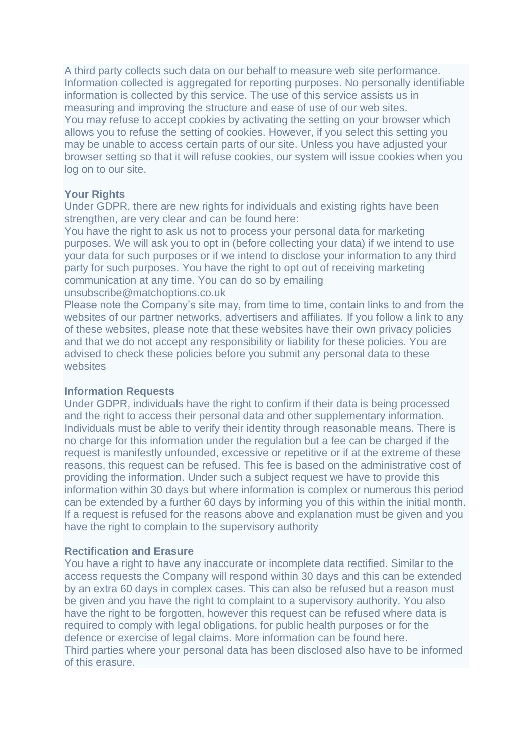A third party collects such data on our behalf to measure web site performance. Information collected is aggregated for reporting purposes. No personally identifiable information is collected by this service. The use of this service assists us in measuring and improving the structure and ease of use of our web sites.
You may refuse to accept cookies by activating the setting on your browser which allows you to refuse the setting of cookies. However, if you select this setting you may be unable to access certain parts of our site. Unless you have adjusted your browser setting so that it will refuse cookies, our system will issue cookies when you log on to our site.

**Your Rights**
Under GDPR, there are new rights for individuals and existing rights have been strengthen, are very clear and can be found here:
You have the right to ask us not to process your personal data for marketing purposes. We will ask you to opt in (before collecting your data) if we intend to use your data for such purposes or if we intend to disclose your information to any third party for such purposes. You have the right to opt out of receiving marketing communication at any time. You can do so by emailing unsubscribe@matchoptions.co.uk
Please note the Company's site may, from time to time, contain links to and from the websites of our partner networks, advertisers and affiliates. If you follow a link to any of these websites, please note that these websites have their own privacy policies and that we do not accept any responsibility or liability for these policies. You are advised to check these policies before you submit any personal data to these websites

**Information Requests**
Under GDPR, individuals have the right to confirm if their data is being processed and the right to access their personal data and other supplementary information. Individuals must be able to verify their identity through reasonable means. There is no charge for this information under the regulation but a fee can be charged if the request is manifestly unfounded, excessive or repetitive or if at the extreme of these reasons, this request can be refused. This fee is based on the administrative cost of providing the information. Under such a subject request we have to provide this information within 30 days but where information is complex or numerous this period can be extended by a further 60 days by informing you of this within the initial month. If a request is refused for the reasons above and explanation must be given and you have the right to complain to the supervisory authority

**Rectification and Erasure**
You have a right to have any inaccurate or incomplete data rectified. Similar to the access requests the Company will respond within 30 days and this can be extended by an extra 60 days in complex cases. This can also be refused but a reason must be given and you have the right to complaint to a supervisory authority. You also have the right to be forgotten, however this request can be refused where data is required to comply with legal obligations, for public health purposes or for the defence or exercise of legal claims. More information can be found here.
Third parties where your personal data has been disclosed also have to be informed of this erasure.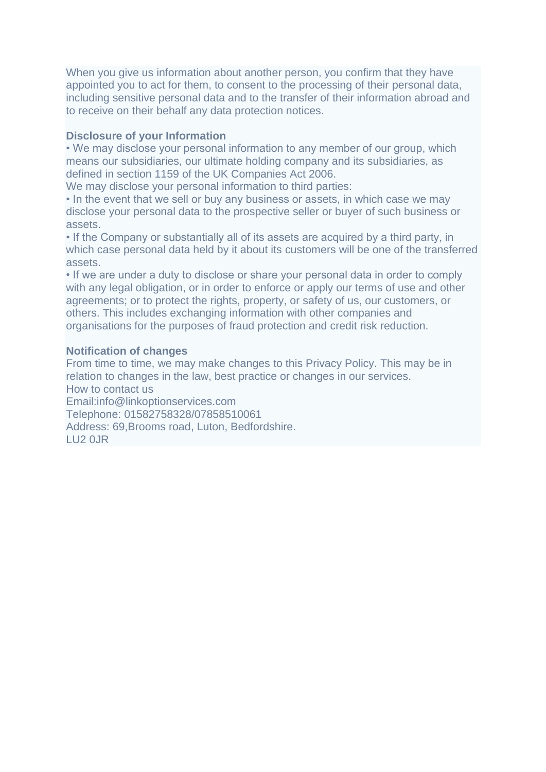When you give us information about another person, you confirm that they have appointed you to act for them, to consent to the processing of their personal data, including sensitive personal data and to the transfer of their information abroad and to receive on their behalf any data protection notices.

**Disclosure of your Information**

• We may disclose your personal information to any member of our group, which means our subsidiaries, our ultimate holding company and its subsidiaries, as defined in section 1159 of the UK Companies Act 2006.

We may disclose your personal information to third parties:

• In the event that we sell or buy any business or assets, in which case we may disclose your personal data to the prospective seller or buyer of such business or assets.

• If the Company or substantially all of its assets are acquired by a third party, in which case personal data held by it about its customers will be one of the transferred assets.

• If we are under a duty to disclose or share your personal data in order to comply with any legal obligation, or in order to enforce or apply our terms of use and other agreements; or to protect the rights, property, or safety of us, our customers, or others. This includes exchanging information with other companies and organisations for the purposes of fraud protection and credit risk reduction.

**Notification of changes**

From time to time, we may make changes to this Privacy Policy. This may be in relation to changes in the law, best practice or changes in our services.

How to contact us

Email:info@linkoptionservices.com

Telephone: 01582758328/07858510061

Address: 69,Brooms road, Luton, Bedfordshire.

LU2 0JR